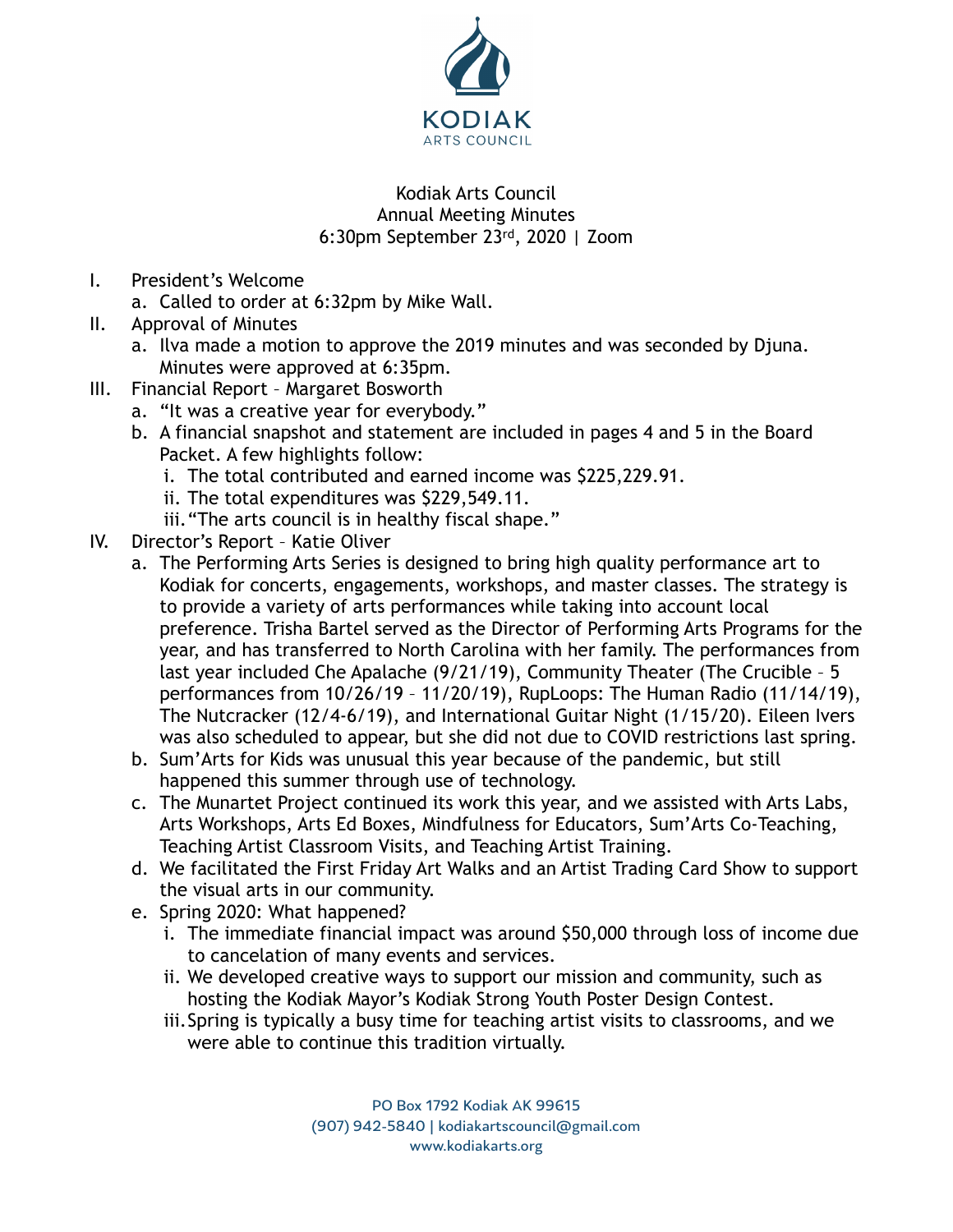KODIAK
ARTS COUNCIL

Kodiak Arts Council
Annual Meeting Minutes
6:30pm September 23rd, 2020 | Zoom

I. President's Welcome
   a. Called to order at 6:32pm by Mike Wall.
II. Approval of Minutes
   a. Ilva made a motion to approve the 2019 minutes and was seconded by Djuna. Minutes were approved at 6:35pm.
III. Financial Report – Margaret Bosworth
   a. "It was a creative year for everybody."
   b. A financial snapshot and statement are included in pages 4 and 5 in the Board Packet. A few highlights follow:
      i. The total contributed and earned income was $225,229.91.
      ii. The total expenditures was $229,549.11.
      iii. "The arts council is in healthy fiscal shape."
IV. Director's Report – Katie Oliver
   a. The Performing Arts Series is designed to bring high quality performance art to Kodiak for concerts, engagements, workshops, and master classes. The strategy is to provide a variety of arts performances while taking into account local preference. Trisha Bartel served as the Director of Performing Arts Programs for the year, and has transferred to North Carolina with her family. The performances from last year included Che Apalache (9/21/19), Community Theater (The Crucible – 5 performances from 10/26/19 – 11/20/19), RupLoops: The Human Radio (11/14/19), The Nutcracker (12/4-6/19), and International Guitar Night (1/15/20). Eileen Ivers was also scheduled to appear, but she did not due to COVID restrictions last spring.
   b. Sum'Arts for Kids was unusual this year because of the pandemic, but still happened this summer through use of technology.
   c. The Munartet Project continued its work this year, and we assisted with Arts Labs, Arts Workshops, Arts Ed Boxes, Mindfulness for Educators, Sum'Arts Co-Teaching, Teaching Artist Classroom Visits, and Teaching Artist Training.
   d. We facilitated the First Friday Art Walks and an Artist Trading Card Show to support the visual arts in our community.
   e. Spring 2020: What happened?
      i. The immediate financial impact was around $50,000 through loss of income due to cancelation of many events and services.
      ii. We developed creative ways to support our mission and community, such as hosting the Kodiak Mayor's Kodiak Strong Youth Poster Design Contest.
      iii. Spring is typically a busy time for teaching artist visits to classrooms, and we were able to continue this tradition virtually.

PO Box 1792 Kodiak AK 99615
(907) 942-5840 | kodiakartscouncil@gmail.com
www.kodiakarts.org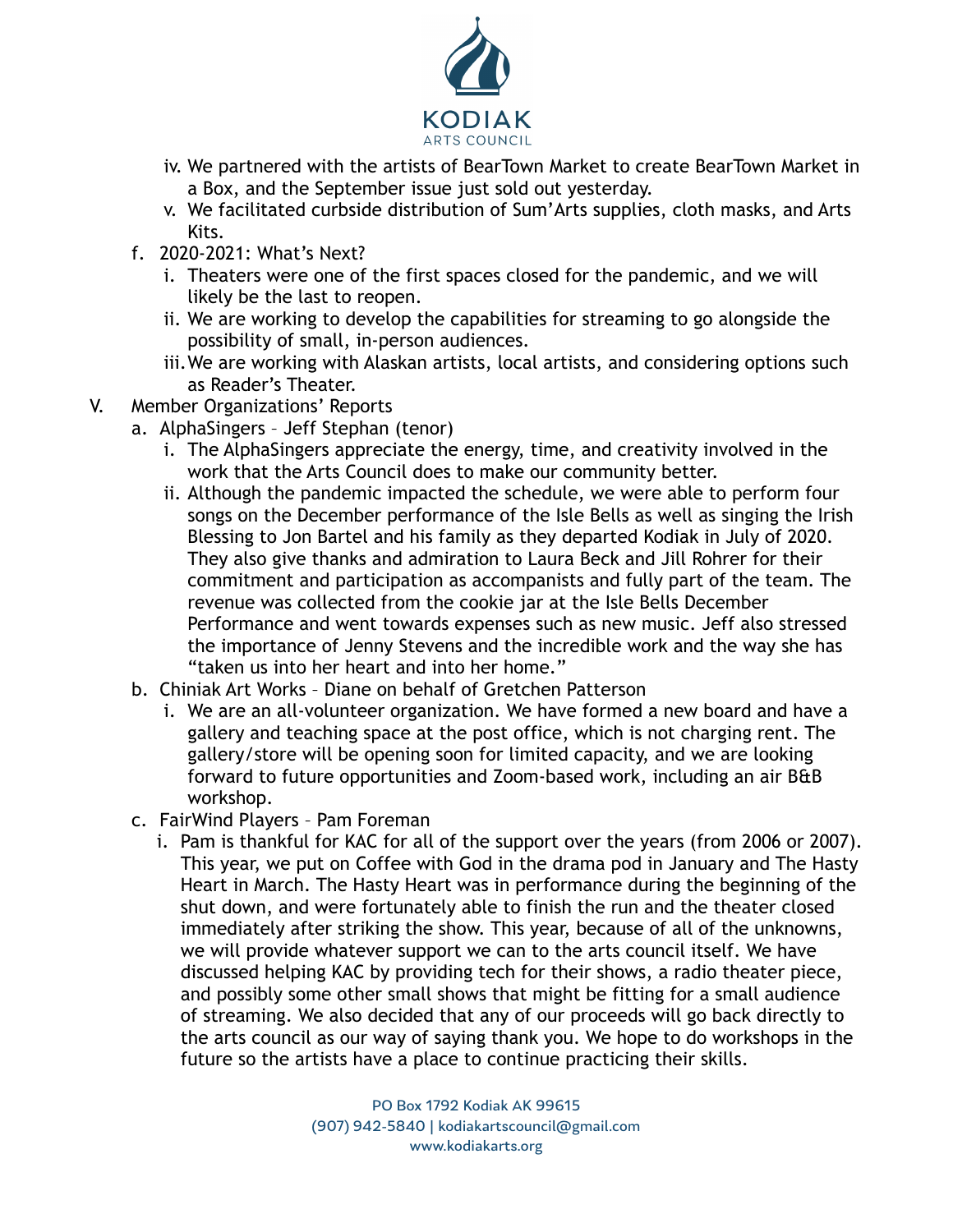iv. We partnered with the artists of BearTown Market to create BearTown Market in a Box, and the September issue just sold out yesterday.
v. We facilitated curbside distribution of Sum'Arts supplies, cloth masks, and Arts Kits.

f. 2020-2021: What's Next?
   i. Theaters were one of the first spaces closed for the pandemic, and we will likely be the last to reopen.
   ii. We are working to develop the capabilities for streaming to go alongside the possibility of small, in-person audiences.
   iii. We are working with Alaskan artists, local artists, and considering options such as Reader's Theater.

V. Member Organizations' Reports
   a. AlphaSingers – Jeff Stephan (tenor)
      i. The AlphaSingers appreciate the energy, time, and creativity involved in the work that the Arts Council does to make our community better.
      ii. Although the pandemic impacted the schedule, we were able to perform four songs on the December performance of the Isle Bells as well as singing the Irish Blessing to Jon Bartel and his family as they departed Kodiak in July of 2020. They also give thanks and admiration to Laura Beck and Jill Rohrer for their commitment and participation as accompanists and fully part of the team. The revenue was collected from the cookie jar at the Isle Bells December Performance and went towards expenses such as new music. Jeff also stressed the importance of Jenny Stevens and the incredible work and the way she has "taken us into her heart and into her home."
   b. Chiniak Art Works – Diane on behalf of Gretchen Patterson
      i. We are an all-volunteer organization. We have formed a new board and have a gallery and teaching space at the post office, which is not charging rent. The gallery/store will be opening soon for limited capacity, and we are looking forward to future opportunities and Zoom-based work, including an air B&B workshop.
   c. FairWind Players – Pam Foreman
      i. Pam is thankful for KAC for all of the support over the years (from 2006 or 2007). This year, we put on Coffee with God in the drama pod in January and The Hasty Heart in March. The Hasty Heart was in performance during the beginning of the shut down, and were fortunately able to finish the run and the theater closed immediately after striking the show. This year, because of all of the unknowns, we will provide whatever support we can to the arts council itself. We have discussed helping KAC by providing tech for their shows, a radio theater piece, and possibly some other small shows that might be fitting for a small audience of streaming. We also decided that any of our proceeds will go back directly to the arts council as our way of saying thank you. We hope to do workshops in the future so the artists have a place to continue practicing their skills.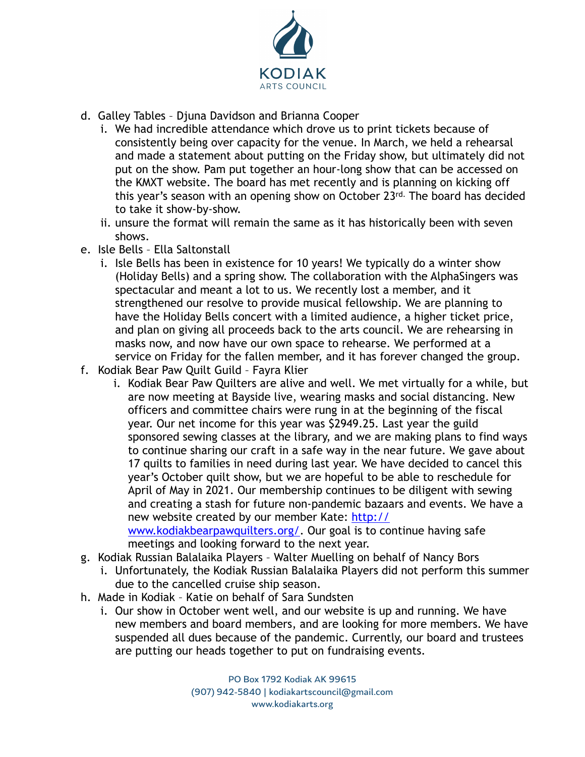d. Galley Tables – Djuna Davidson and Brianna Cooper
   i. We had incredible attendance which drove us to print tickets because of consistently being over capacity for the venue. In March, we held a rehearsal and made a statement about putting on the Friday show, but ultimately did not put on the show. Pam put together an hour-long show that can be accessed on the KMXT website. The board has met recently and is planning on kicking off this year's season with an opening show on October 23rd. The board has decided to take it show-by-show.
   ii. unsure the format will remain the same as it has historically been with seven shows.

e. Isle Bells – Ella Saltonstall
   i. Isle Bells has been in existence for 10 years! We typically do a winter show (Holiday Bells) and a spring show. The collaboration with the AlphaSingers was spectacular and meant a lot to us. We recently lost a member, and it strengthened our resolve to provide musical fellowship. We are planning to have the Holiday Bells concert with a limited audience, a higher ticket price, and plan on giving all proceeds back to the arts council. We are rehearsing in masks now, and now have our own space to rehearse. We performed at a service on Friday for the fallen member, and it has forever changed the group.

f. Kodiak Bear Paw Quilt Guild – Fayra Klier
   i. Kodiak Bear Paw Quilters are alive and well. We met virtually for a while, but are now meeting at Bayside live, wearing masks and social distancing. New officers and committee chairs were rung in at the beginning of the fiscal year. Our net income for this year was $2949.25. Last year the guild sponsored sewing classes at the library, and we are making plans to find ways to continue sharing our craft in a safe way in the near future. We gave about 17 quilts to families in need during last year. We have decided to cancel this year's October quilt show, but we are hopeful to be able to reschedule for April of May in 2021. Our membership continues to be diligent with sewing and creating a stash for future non-pandemic bazaars and events. We have a new website created by our member Kate: [http://www.kodiakbearpawquilters.org/](http://www.kodiakbearpawquilters.org/). Our goal is to continue having safe meetings and looking forward to the next year.

g. Kodiak Russian Balalaika Players – Walter Muelling on behalf of Nancy Bors
   i. Unfortunately, the Kodiak Russian Balalaika Players did not perform this summer due to the cancelled cruise ship season.

h. Made in Kodiak – Katie on behalf of Sara Sundsten
   i. Our show in October went well, and our website is up and running. We have new members and board members, and are looking for more members. We have suspended all dues because of the pandemic. Currently, our board and trustees are putting our heads together to put on fundraising events.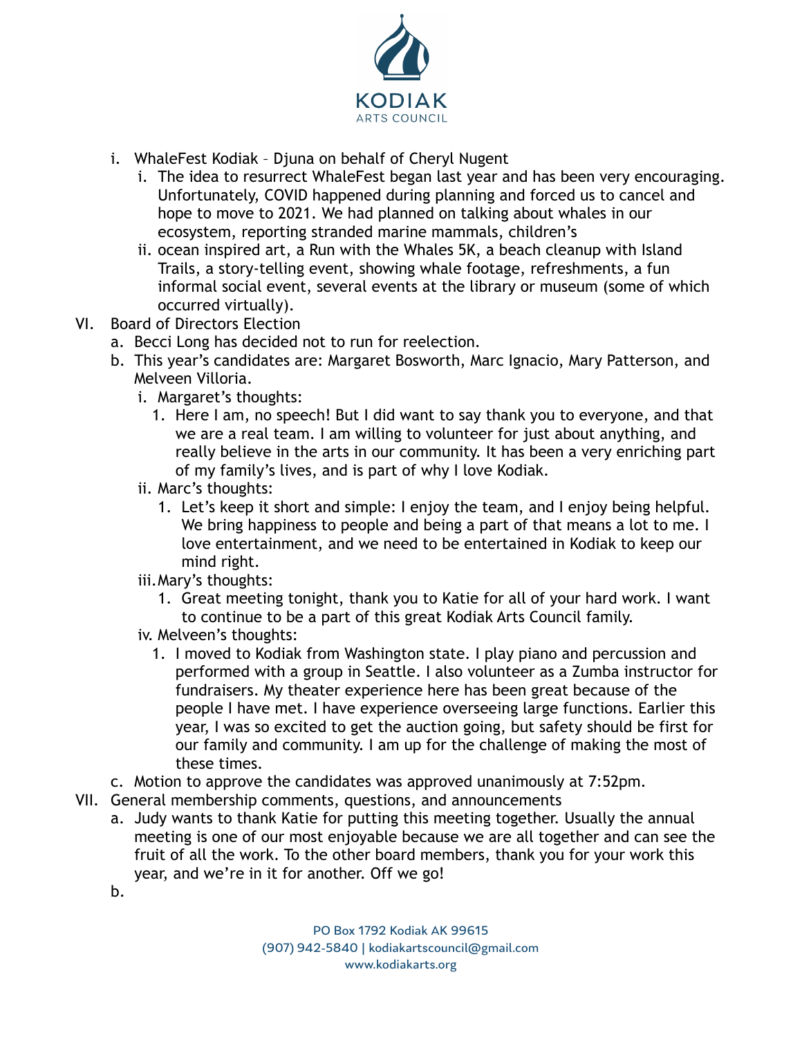i. WhaleFest Kodiak – Djuna on behalf of Cheryl Nugent
   i. The idea to resurrect WhaleFest began last year and has been very encouraging. Unfortunately, COVID happened during planning and forced us to cancel and hope to move to 2021. We had planned on talking about whales in our ecosystem, reporting stranded marine mammals, children's
   ii. ocean inspired art, a Run with the Whales 5K, a beach cleanup with Island Trails, a story-telling event, showing whale footage, refreshments, a fun informal social event, several events at the library or museum (some of which occurred virtually).

VI. Board of Directors Election
   a. Becci Long has decided not to run for reelection.
   b. This year's candidates are: Margaret Bosworth, Marc Ignacio, Mary Patterson, and Melveen Villoria.
      i. Margaret's thoughts:
         1. Here I am, no speech! But I did want to say thank you to everyone, and that we are a real team. I am willing to volunteer for just about anything, and really believe in the arts in our community. It has been a very enriching part of my family's lives, and is part of why I love Kodiak.
      ii. Marc's thoughts:
         1. Let's keep it short and simple: I enjoy the team, and I enjoy being helpful. We bring happiness to people and being a part of that means a lot to me. I love entertainment, and we need to be entertained in Kodiak to keep our mind right.
      iii. Mary's thoughts:
         1. Great meeting tonight, thank you to Katie for all of your hard work. I want to continue to be a part of this great Kodiak Arts Council family.
      iv. Melveen's thoughts:
         1. I moved to Kodiak from Washington state. I play piano and percussion and performed with a group in Seattle. I also volunteer as a Zumba instructor for fundraisers. My theater experience here has been great because of the people I have met. I have experience overseeing large functions. Earlier this year, I was so excited to get the auction going, but safety should be first for our family and community. I am up for the challenge of making the most of these times.
   c. Motion to approve the candidates was approved unanimously at 7:52pm.

VII. General membership comments, questions, and announcements
   a. Judy wants to thank Katie for putting this meeting together. Usually the annual meeting is one of our most enjoyable because we are all together and can see the fruit of all the work. To the other board members, thank you for your work this year, and we're in it for another. Off we go!
   b.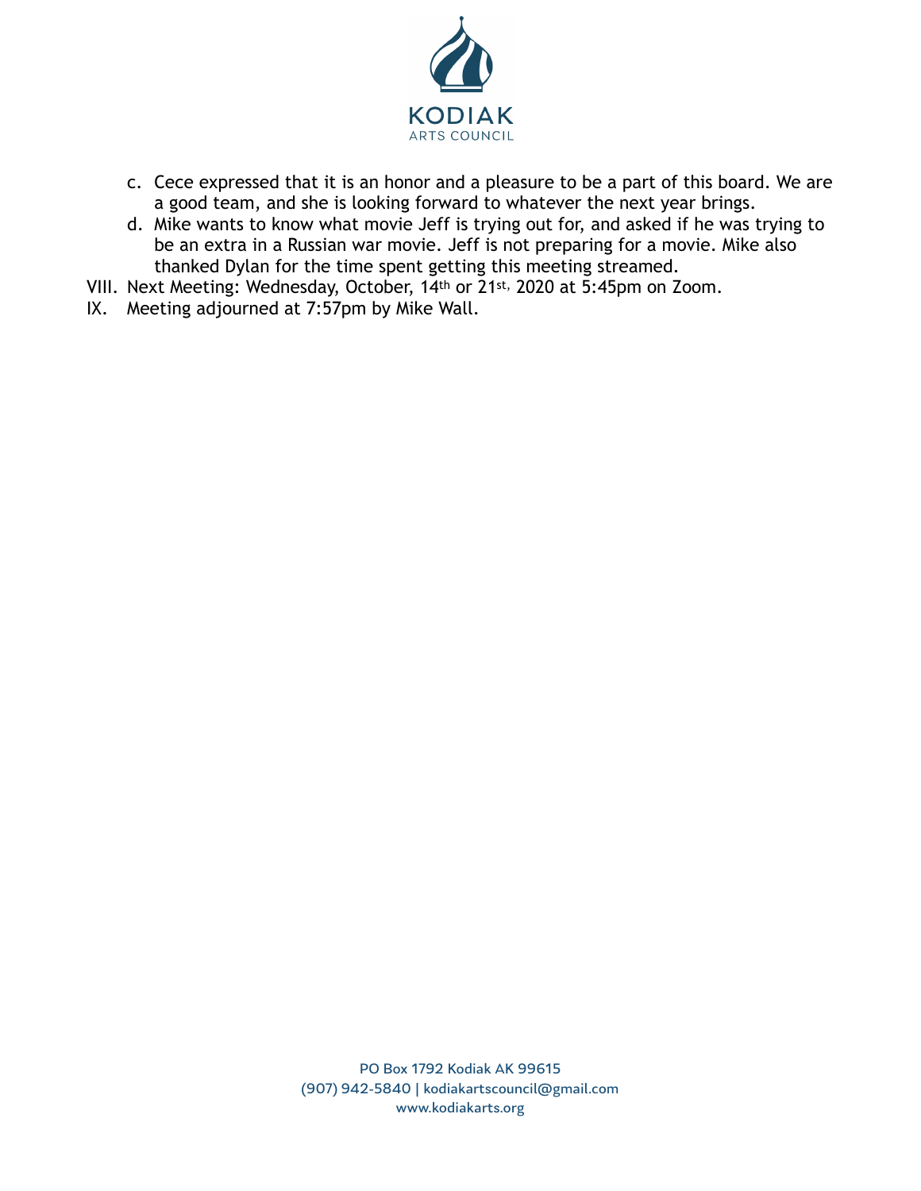c. Cece expressed that it is an honor and a pleasure to be a part of this board. We are a good team, and she is looking forward to whatever the next year brings.

d. Mike wants to know what movie Jeff is trying out for, and asked if he was trying to be an extra in a Russian war movie. Jeff is not preparing for a movie. Mike also thanked Dylan for the time spent getting this meeting streamed.

VIII. Next Meeting: Wednesday, October, 14th or 21st, 2020 at 5:45pm on Zoom.

IX. Meeting adjourned at 7:57pm by Mike Wall.